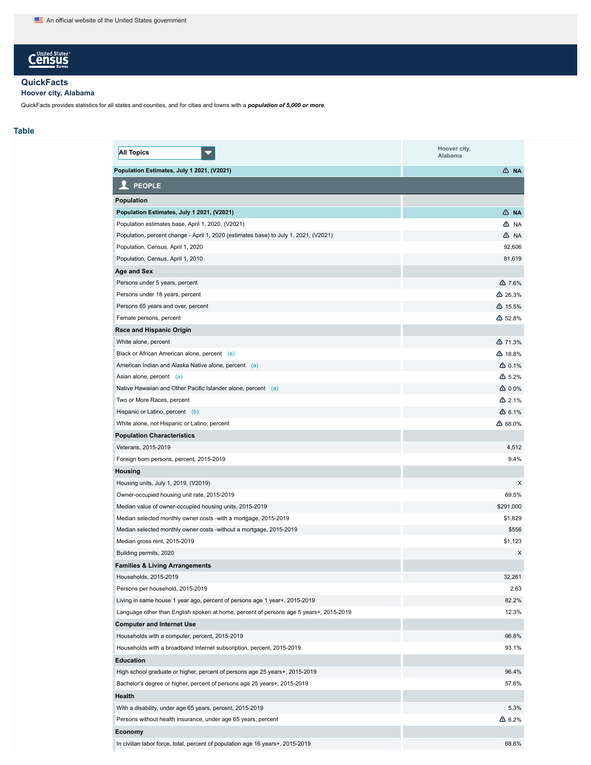An official website of the United States government

United States Census Bureau

## QuickFacts

### Hoover city, Alabama

QuickFacts provides statistics for all states and counties, and for cities and towns with a ***population of 5,000 or more***.

## Table

| All Topics | Hoover city, Alabama |
|---|---|
| **Population Estimates, July 1 2021, (V2021)** | **⚠ NA** |
| **PEOPLE** | |
| **Population** | |
| **Population Estimates, July 1 2021, (V2021)** | **⚠ NA** |
| Population estimates base, April 1, 2020, (V2021) | ⚠ NA |
| Population, percent change - April 1, 2020 (estimates base) to July 1, 2021, (V2021) | ⚠ NA |
| Population, Census, April 1, 2020 | 92,606 |
| Population, Census, April 1, 2010 | 81,619 |
| **Age and Sex** | |
| Persons under 5 years, percent | ⚠ 7.6% |
| Persons under 18 years, percent | ⚠ 26.3% |
| Persons 65 years and over, percent | ⚠ 15.5% |
| Female persons, percent | ⚠ 52.8% |
| **Race and Hispanic Origin** | |
| White alone, percent | ⚠ 71.3% |
| Black or African American alone, percent (a) | ⚠ 18.8% |
| American Indian and Alaska Native alone, percent (a) | ⚠ 0.1% |
| Asian alone, percent (a) | ⚠ 5.2% |
| Native Hawaiian and Other Pacific Islander alone, percent (a) | ⚠ 0.0% |
| Two or More Races, percent | ⚠ 2.1% |
| Hispanic or Latino, percent (b) | ⚠ 6.1% |
| White alone, not Hispanic or Latino, percent | ⚠ 68.0% |
| **Population Characteristics** | |
| Veterans, 2015-2019 | 4,512 |
| Foreign born persons, percent, 2015-2019 | 9.4% |
| **Housing** | |
| Housing units, July 1, 2019, (V2019) | X |
| Owner-occupied housing unit rate, 2015-2019 | 69.5% |
| Median value of owner-occupied housing units, 2015-2019 | $291,000 |
| Median selected monthly owner costs -with a mortgage, 2015-2019 | $1,829 |
| Median selected monthly owner costs -without a mortgage, 2015-2019 | $556 |
| Median gross rent, 2015-2019 | $1,123 |
| Building permits, 2020 | X |
| **Families & Living Arrangements** | |
| Households, 2015-2019 | 32,261 |
| Persons per household, 2015-2019 | 2.63 |
| Living in same house 1 year ago, percent of persons age 1 year+, 2015-2019 | 82.2% |
| Language other than English spoken at home, percent of persons age 5 years+, 2015-2019 | 12.3% |
| **Computer and Internet Use** | |
| Households with a computer, percent, 2015-2019 | 96.8% |
| Households with a broadband Internet subscription, percent, 2015-2019 | 93.1% |
| **Education** | |
| High school graduate or higher, percent of persons age 25 years+, 2015-2019 | 96.4% |
| Bachelor's degree or higher, percent of persons age 25 years+, 2015-2019 | 57.6% |
| **Health** | |
| With a disability, under age 65 years, percent, 2015-2019 | 5.3% |
| Persons without health insurance, under age 65 years, percent | ⚠ 6.2% |
| **Economy** | |
| In civilian labor force, total, percent of population age 16 years+, 2015-2019 | 68.6% |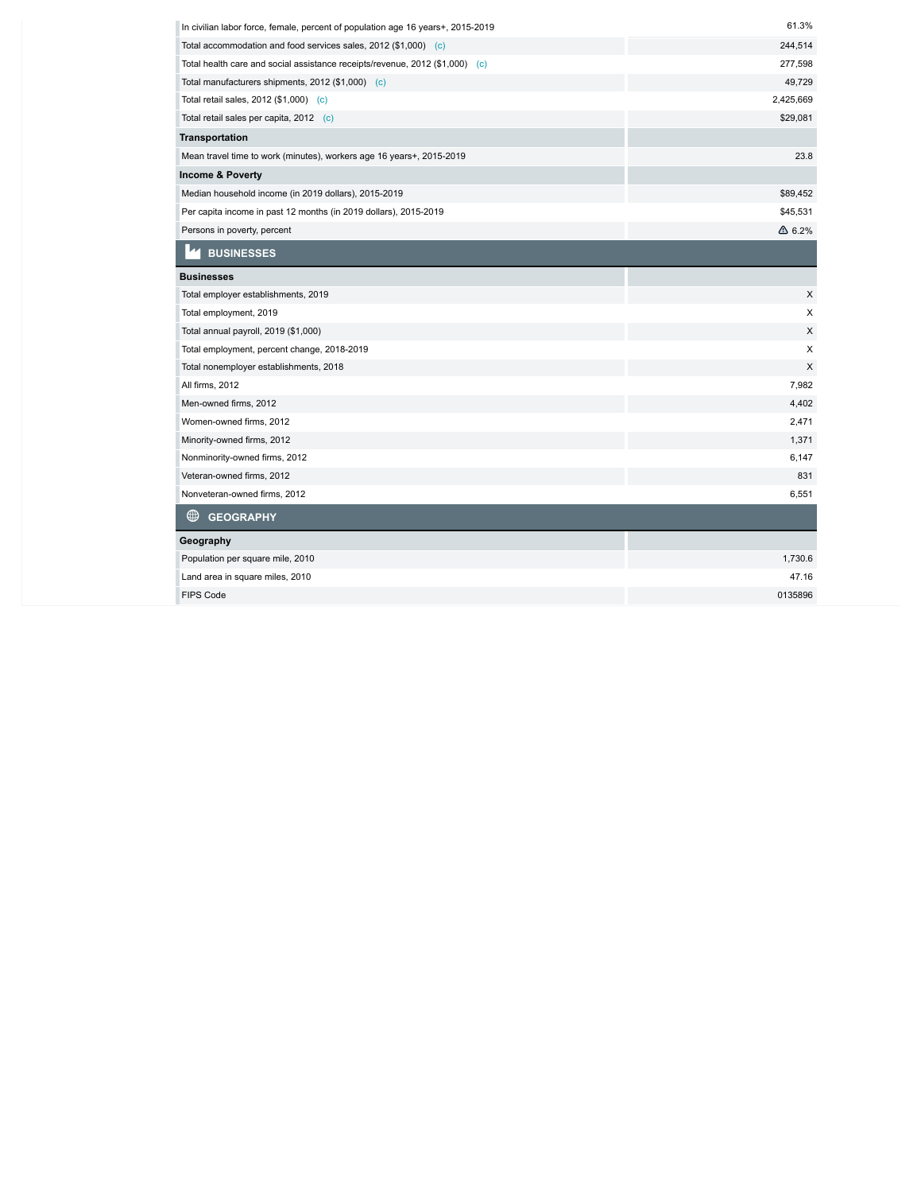| | |
|---|---|
| In civilian labor force, female, percent of population age 16 years+, 2015-2019 | 61.3% |
| Total accommodation and food services sales, 2012 ($1,000) (c) | 244,514 |
| Total health care and social assistance receipts/revenue, 2012 ($1,000) (c) | 277,598 |
| Total manufacturers shipments, 2012 ($1,000) (c) | 49,729 |
| Total retail sales, 2012 ($1,000) (c) | 2,425,669 |
| Total retail sales per capita, 2012 (c) | $29,081 |
| **Transportation** | |
| Mean travel time to work (minutes), workers age 16 years+, 2015-2019 | 23.8 |
| **Income & Poverty** | |
| Median household income (in 2019 dollars), 2015-2019 | $89,452 |
| Per capita income in past 12 months (in 2019 dollars), 2015-2019 | $45,531 |
| Persons in poverty, percent | ⚠ 6.2% |

## BUSINESSES

| | |
|---|---|
| **Businesses** | |
| Total employer establishments, 2019 | X |
| Total employment, 2019 | X |
| Total annual payroll, 2019 ($1,000) | X |
| Total employment, percent change, 2018-2019 | X |
| Total nonemployer establishments, 2018 | X |
| All firms, 2012 | 7,982 |
| Men-owned firms, 2012 | 4,402 |
| Women-owned firms, 2012 | 2,471 |
| Minority-owned firms, 2012 | 1,371 |
| Nonminority-owned firms, 2012 | 6,147 |
| Veteran-owned firms, 2012 | 831 |
| Nonveteran-owned firms, 2012 | 6,551 |

## GEOGRAPHY

| | |
|---|---|
| **Geography** | |
| Population per square mile, 2010 | 1,730.6 |
| Land area in square miles, 2010 | 47.16 |
| FIPS Code | 0135896 |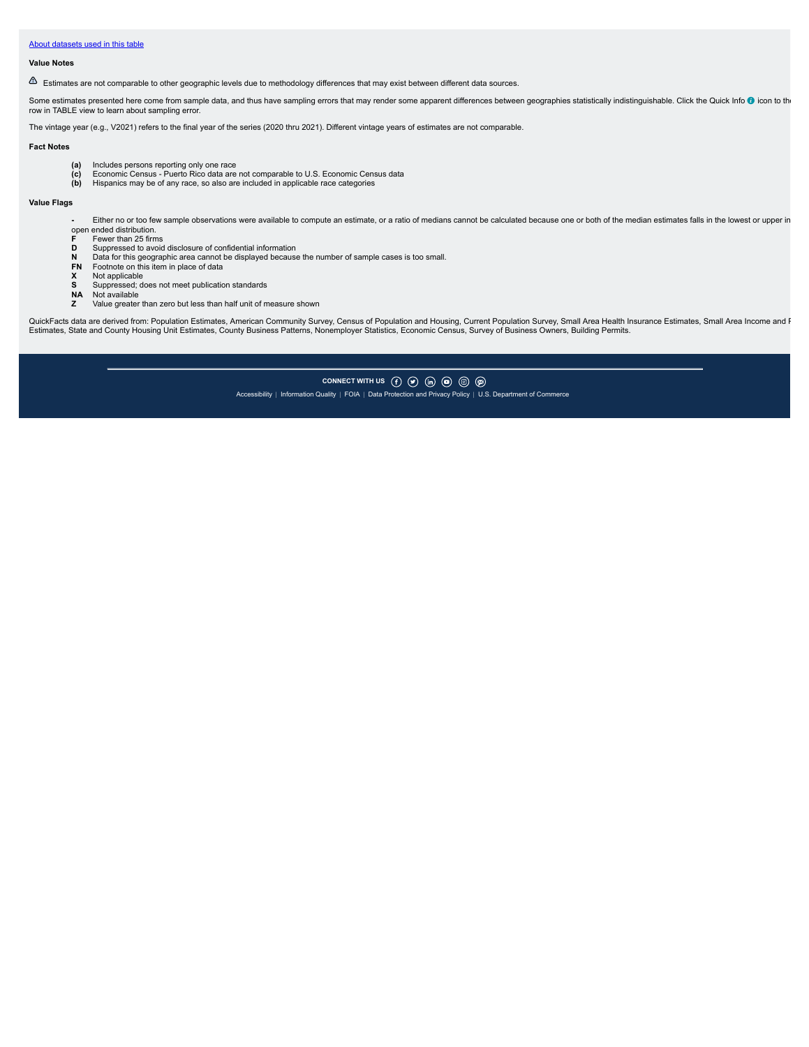[About datasets used in this table]

**Value Notes**

⚠ Estimates are not comparable to other geographic levels due to methodology differences that may exist between different data sources.

Some estimates presented here come from sample data, and thus have sampling errors that may render some apparent differences between geographies statistically indistinguishable. Click the Quick Info ℹ icon to the row in TABLE view to learn about sampling error.

The vintage year (e.g., V2021) refers to the final year of the series (2020 thru 2021). Different vintage years of estimates are not comparable.

**Fact Notes**

- **(a)** Includes persons reporting only one race
- **(c)** Economic Census - Puerto Rico data are not comparable to U.S. Economic Census data
- **(b)** Hispanics may be of any race, so also are included in applicable race categories

**Value Flags**

- **-** Either no or too few sample observations were available to compute an estimate, or a ratio of medians cannot be calculated because one or both of the median estimates falls in the lowest or upper in open ended distribution.
- **F** Fewer than 25 firms
- **D** Suppressed to avoid disclosure of confidential information
- **N** Data for this geographic area cannot be displayed because the number of sample cases is too small.
- **FN** Footnote on this item in place of data
- **X** Not applicable
- **S** Suppressed; does not meet publication standards
- **NA** Not available
- **Z** Value greater than zero but less than half unit of measure shown

QuickFacts data are derived from: Population Estimates, American Community Survey, Census of Population and Housing, Current Population Survey, Small Area Health Insurance Estimates, Small Area Income and P Estimates, State and County Housing Unit Estimates, County Business Patterns, Nonemployer Statistics, Economic Census, Survey of Business Owners, Building Permits.

CONNECT WITH US

Accessibility | Information Quality | FOIA | Data Protection and Privacy Policy | U.S. Department of Commerce